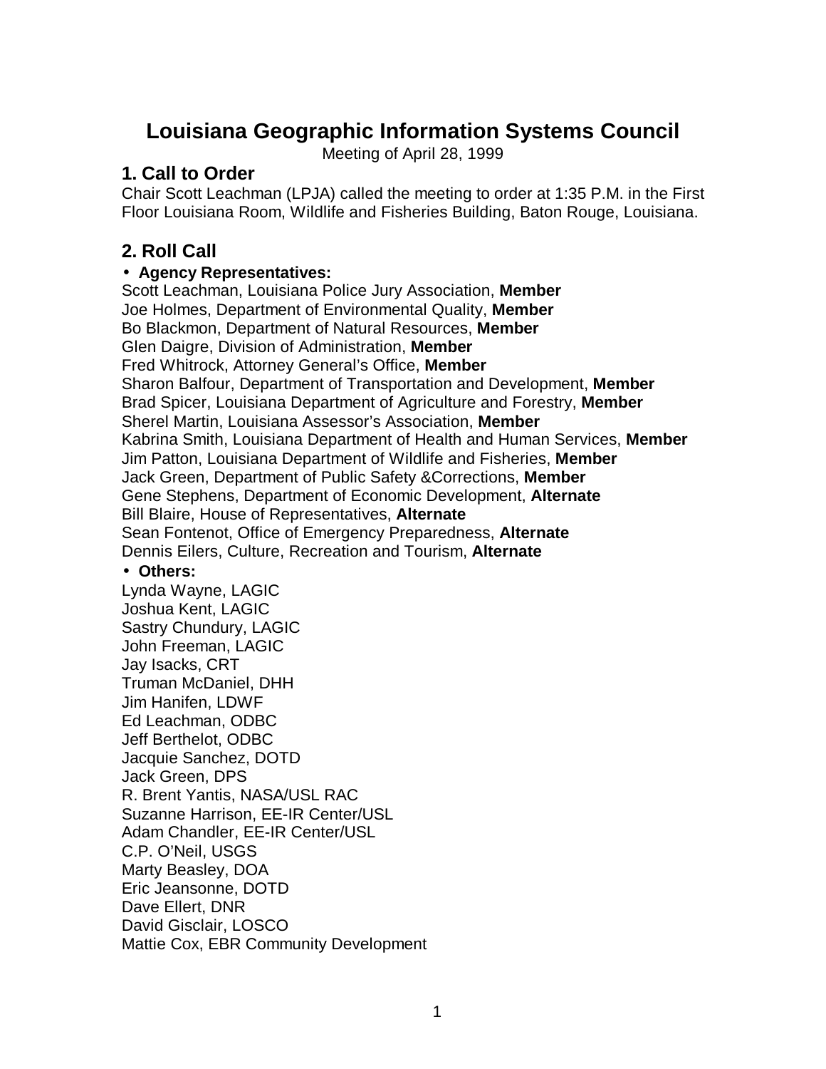# Louisiana Geographic Information Systems Council

Meeting of April 28, 1999

## 1. Call to Order

Chair Scott Leachman (LPJA) called the meeting to order at 1:35 P.M. in the First Floor Louisiana Room, Wildlife and Fisheries Building, Baton Rouge, Louisiana.

## 2. Roll Call

- **Agency Representatives:**

Scott Leachman, Louisiana Police Jury Association, **Member**
Joe Holmes, Department of Environmental Quality, **Member**
Bo Blackmon, Department of Natural Resources, **Member**
Glen Daigre, Division of Administration, **Member**
Fred Whitrock, Attorney General's Office, **Member**
Sharon Balfour, Department of Transportation and Development, **Member**
Brad Spicer, Louisiana Department of Agriculture and Forestry, **Member**
Sherel Martin, Louisiana Assessor's Association, **Member**
Kabrina Smith, Louisiana Department of Health and Human Services, **Member**
Jim Patton, Louisiana Department of Wildlife and Fisheries, **Member**
Jack Green, Department of Public Safety &Corrections, **Member**
Gene Stephens, Department of Economic Development, **Alternate**
Bill Blaire, House of Representatives, **Alternate**
Sean Fontenot, Office of Emergency Preparedness, **Alternate**
Dennis Eilers, Culture, Recreation and Tourism, **Alternate**

- **Others:**

Lynda Wayne, LAGIC
Joshua Kent, LAGIC
Sastry Chundury, LAGIC
John Freeman, LAGIC
Jay Isacks, CRT
Truman McDaniel, DHH
Jim Hanifen, LDWF
Ed Leachman, ODBC
Jeff Berthelot, ODBC
Jacquie Sanchez, DOTD
Jack Green, DPS
R. Brent Yantis, NASA/USL RAC
Suzanne Harrison, EE-IR Center/USL
Adam Chandler, EE-IR Center/USL
C.P. O'Neil, USGS
Marty Beasley, DOA
Eric Jeansonne, DOTD
Dave Ellert, DNR
David Gisclair, LOSCO
Mattie Cox, EBR Community Development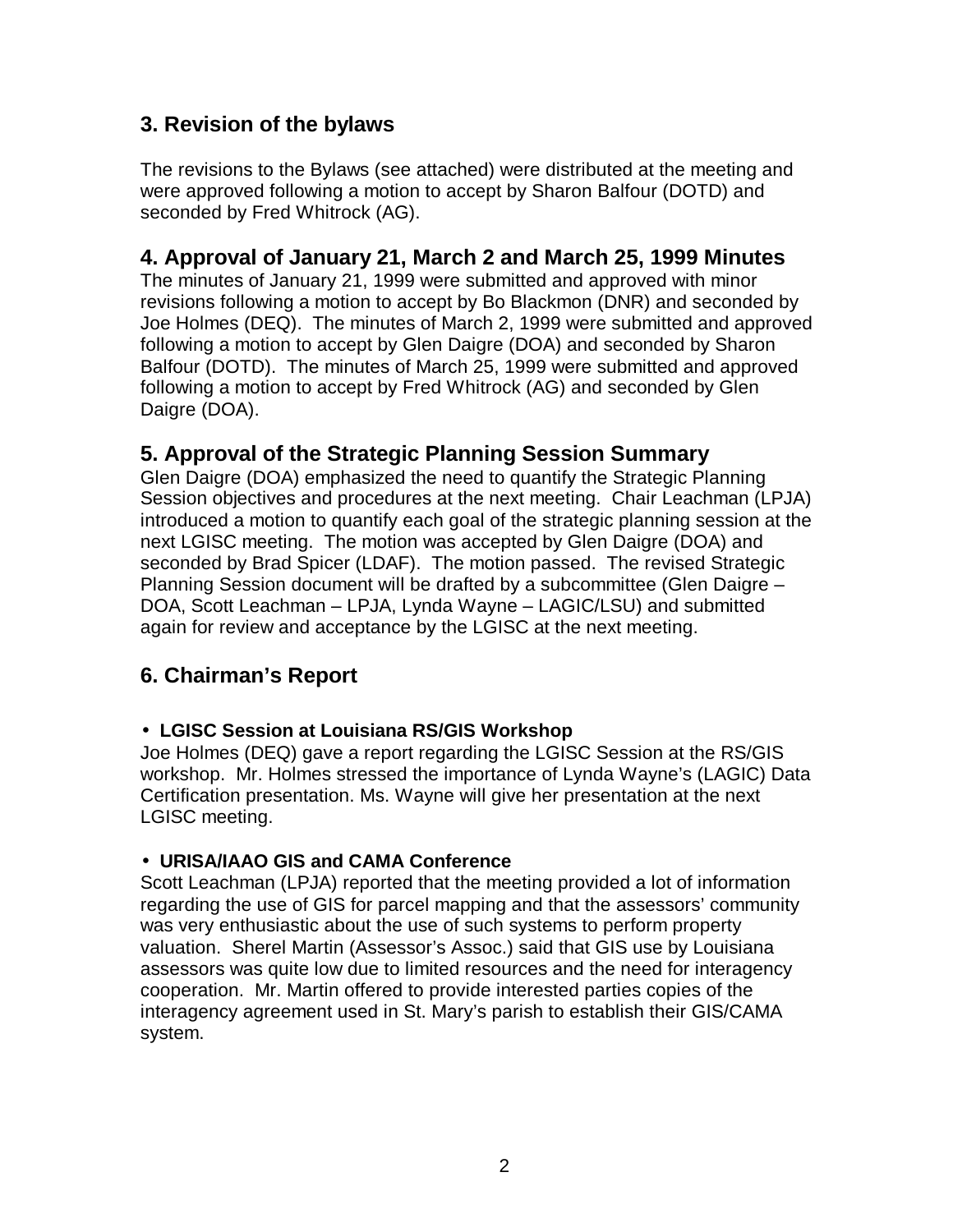## 3. Revision of the bylaws

The revisions to the Bylaws (see attached) were distributed at the meeting and were approved following a motion to accept by Sharon Balfour (DOTD) and seconded by Fred Whitrock (AG).

## 4. Approval of January 21, March 2 and March 25, 1999 Minutes

The minutes of January 21, 1999 were submitted and approved with minor revisions following a motion to accept by Bo Blackmon (DNR) and seconded by Joe Holmes (DEQ). The minutes of March 2, 1999 were submitted and approved following a motion to accept by Glen Daigre (DOA) and seconded by Sharon Balfour (DOTD). The minutes of March 25, 1999 were submitted and approved following a motion to accept by Fred Whitrock (AG) and seconded by Glen Daigre (DOA).

## 5. Approval of the Strategic Planning Session Summary

Glen Daigre (DOA) emphasized the need to quantify the Strategic Planning Session objectives and procedures at the next meeting. Chair Leachman (LPJA) introduced a motion to quantify each goal of the strategic planning session at the next LGISC meeting. The motion was accepted by Glen Daigre (DOA) and seconded by Brad Spicer (LDAF). The motion passed. The revised Strategic Planning Session document will be drafted by a subcommittee (Glen Daigre – DOA, Scott Leachman – LPJA, Lynda Wayne – LAGIC/LSU) and submitted again for review and acceptance by the LGISC at the next meeting.

## 6. Chairman's Report

- **LGISC Session at Louisiana RS/GIS Workshop**

Joe Holmes (DEQ) gave a report regarding the LGISC Session at the RS/GIS workshop. Mr. Holmes stressed the importance of Lynda Wayne's (LAGIC) Data Certification presentation. Ms. Wayne will give her presentation at the next LGISC meeting.

- **URISA/IAAO GIS and CAMA Conference**

Scott Leachman (LPJA) reported that the meeting provided a lot of information regarding the use of GIS for parcel mapping and that the assessors' community was very enthusiastic about the use of such systems to perform property valuation. Sherel Martin (Assessor's Assoc.) said that GIS use by Louisiana assessors was quite low due to limited resources and the need for interagency cooperation. Mr. Martin offered to provide interested parties copies of the interagency agreement used in St. Mary's parish to establish their GIS/CAMA system.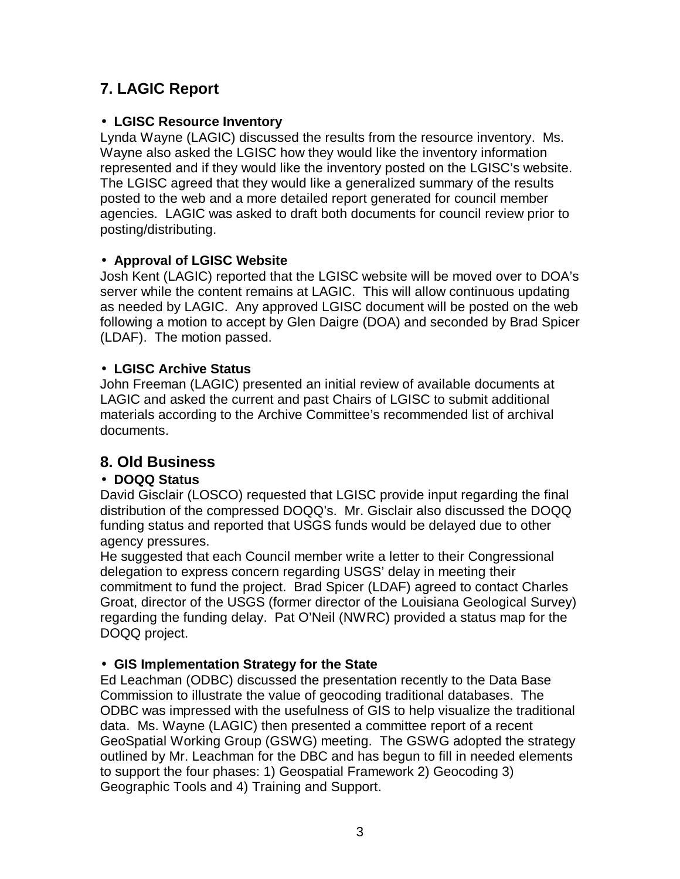## 7. LAGIC Report

- **LGISC Resource Inventory**

Lynda Wayne (LAGIC) discussed the results from the resource inventory. Ms. Wayne also asked the LGISC how they would like the inventory information represented and if they would like the inventory posted on the LGISC's website. The LGISC agreed that they would like a generalized summary of the results posted to the web and a more detailed report generated for council member agencies. LAGIC was asked to draft both documents for council review prior to posting/distributing.

- **Approval of LGISC Website**

Josh Kent (LAGIC) reported that the LGISC website will be moved over to DOA's server while the content remains at LAGIC. This will allow continuous updating as needed by LAGIC. Any approved LGISC document will be posted on the web following a motion to accept by Glen Daigre (DOA) and seconded by Brad Spicer (LDAF). The motion passed.

- **LGISC Archive Status**

John Freeman (LAGIC) presented an initial review of available documents at LAGIC and asked the current and past Chairs of LGISC to submit additional materials according to the Archive Committee's recommended list of archival documents.

## 8. Old Business

- **DOQQ Status**

David Gisclair (LOSCO) requested that LGISC provide input regarding the final distribution of the compressed DOQQ's. Mr. Gisclair also discussed the DOQQ funding status and reported that USGS funds would be delayed due to other agency pressures.
He suggested that each Council member write a letter to their Congressional delegation to express concern regarding USGS' delay in meeting their commitment to fund the project. Brad Spicer (LDAF) agreed to contact Charles Groat, director of the USGS (former director of the Louisiana Geological Survey) regarding the funding delay. Pat O'Neil (NWRC) provided a status map for the DOQQ project.

- **GIS Implementation Strategy for the State**

Ed Leachman (ODBC) discussed the presentation recently to the Data Base Commission to illustrate the value of geocoding traditional databases. The ODBC was impressed with the usefulness of GIS to help visualize the traditional data. Ms. Wayne (LAGIC) then presented a committee report of a recent GeoSpatial Working Group (GSWG) meeting. The GSWG adopted the strategy outlined by Mr. Leachman for the DBC and has begun to fill in needed elements to support the four phases: 1) Geospatial Framework 2) Geocoding 3) Geographic Tools and 4) Training and Support.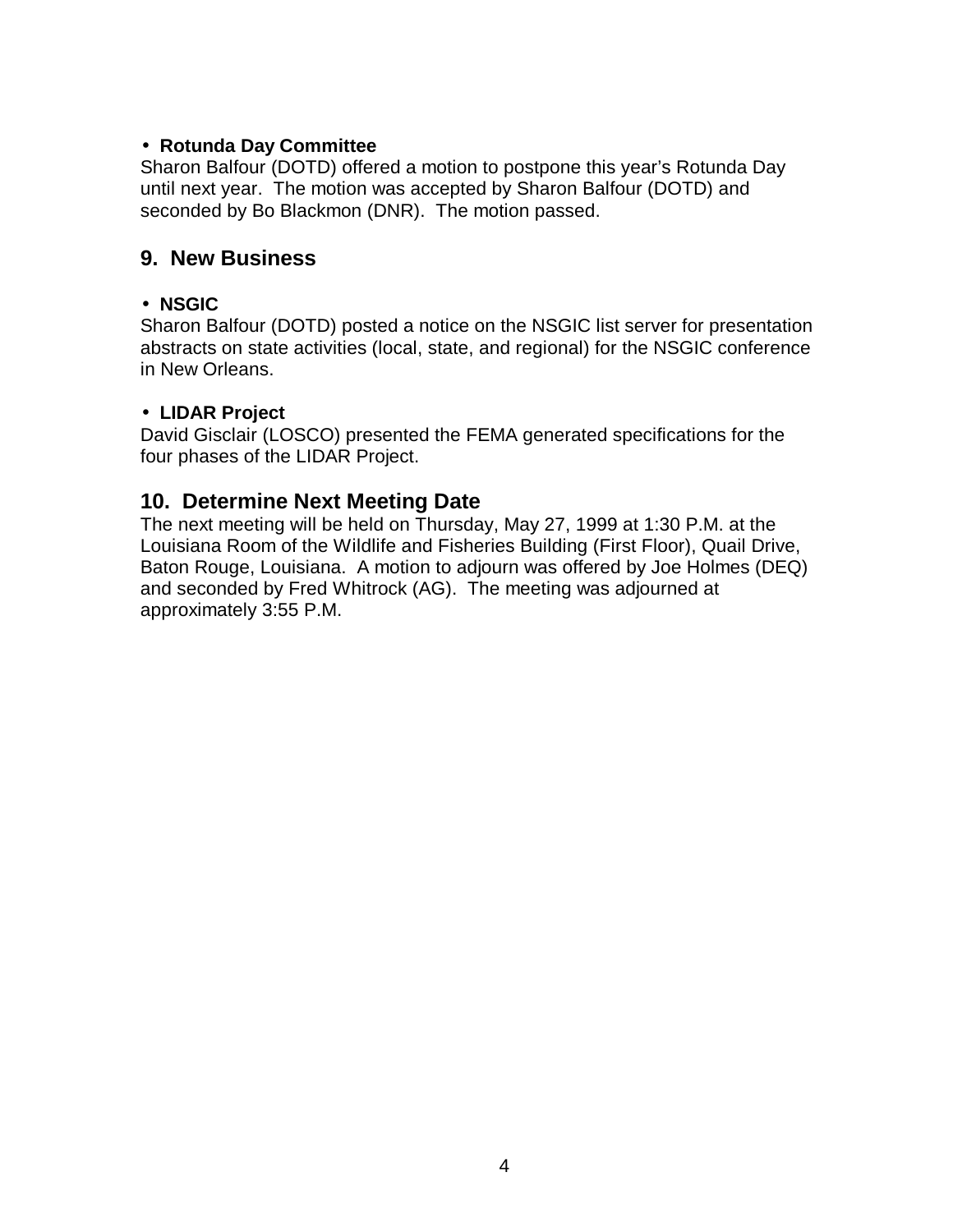- **Rotunda Day Committee**

Sharon Balfour (DOTD) offered a motion to postpone this year's Rotunda Day until next year. The motion was accepted by Sharon Balfour (DOTD) and seconded by Bo Blackmon (DNR). The motion passed.

## 9. New Business

- **NSGIC**

Sharon Balfour (DOTD) posted a notice on the NSGIC list server for presentation abstracts on state activities (local, state, and regional) for the NSGIC conference in New Orleans.

- **LIDAR Project**

David Gisclair (LOSCO) presented the FEMA generated specifications for the four phases of the LIDAR Project.

## 10. Determine Next Meeting Date

The next meeting will be held on Thursday, May 27, 1999 at 1:30 P.M. at the Louisiana Room of the Wildlife and Fisheries Building (First Floor), Quail Drive, Baton Rouge, Louisiana. A motion to adjourn was offered by Joe Holmes (DEQ) and seconded by Fred Whitrock (AG). The meeting was adjourned at approximately 3:55 P.M.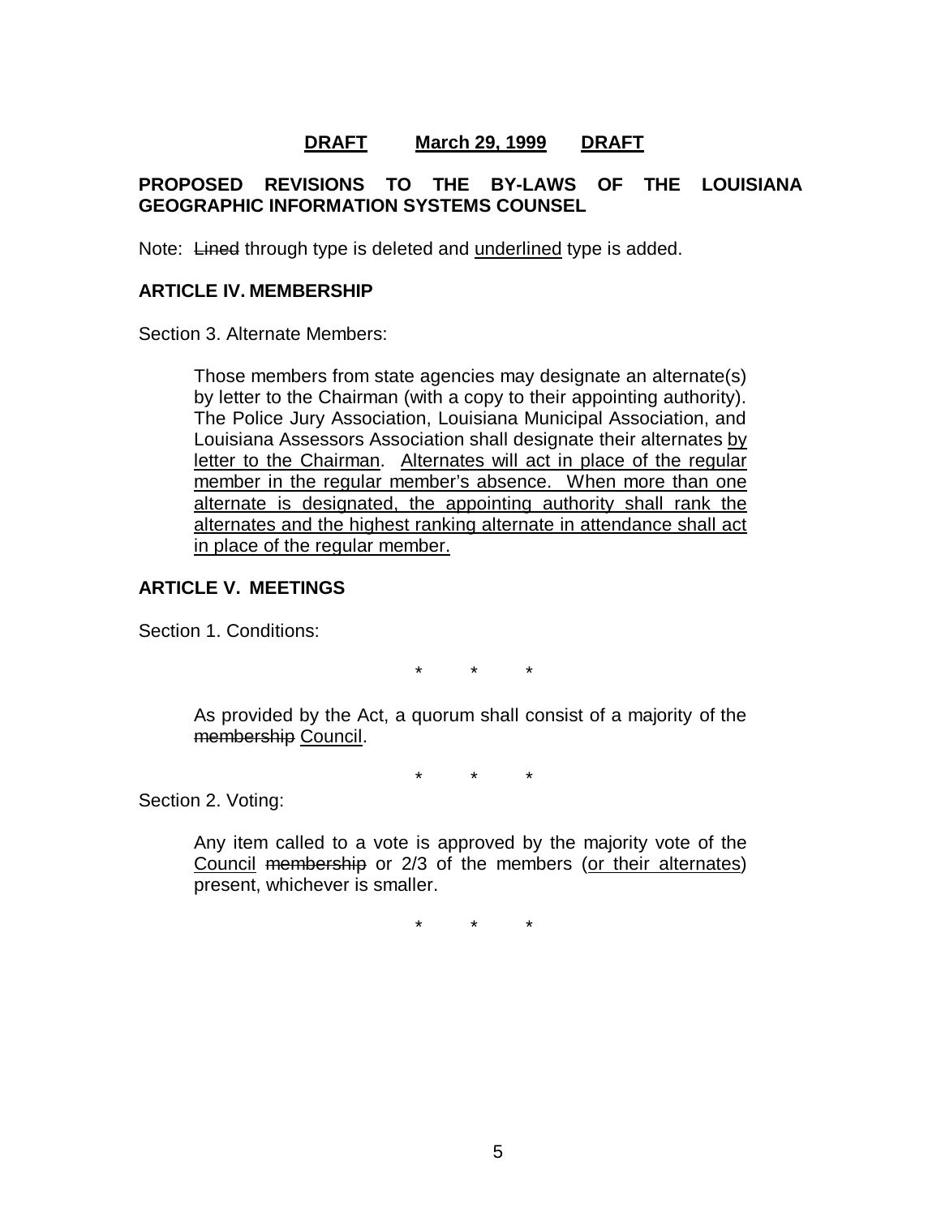**DRAFT** **March 29, 1999** **DRAFT**

**PROPOSED REVISIONS TO THE BY-LAWS OF THE LOUISIANA GEOGRAPHIC INFORMATION SYSTEMS COUNSEL**

Note: ~~Lined~~ through type is deleted and <u>underlined</u> type is added.

**ARTICLE IV. MEMBERSHIP**

Section 3. Alternate Members:

> Those members from state agencies may designate an alternate(s) by letter to the Chairman (with a copy to their appointing authority). The Police Jury Association, Louisiana Municipal Association, and Louisiana Assessors Association shall designate their alternates <u>by letter to the Chairman</u>. <u>Alternates will act in place of the regular member in the regular member's absence. When more than one alternate is designated, the appointing authority shall rank the alternates and the highest ranking alternate in attendance shall act in place of the regular member.</u>

**ARTICLE V. MEETINGS**

Section 1. Conditions:

\* \* \*

> As provided by the Act, a quorum shall consist of a majority of the ~~membership~~ <u>Council</u>.

\* \* \*

Section 2. Voting:

> Any item called to a vote is approved by the majority vote of the <u>Council</u> ~~membership~~ or 2/3 of the members (<u>or their alternates</u>) present, whichever is smaller.

\* \* \*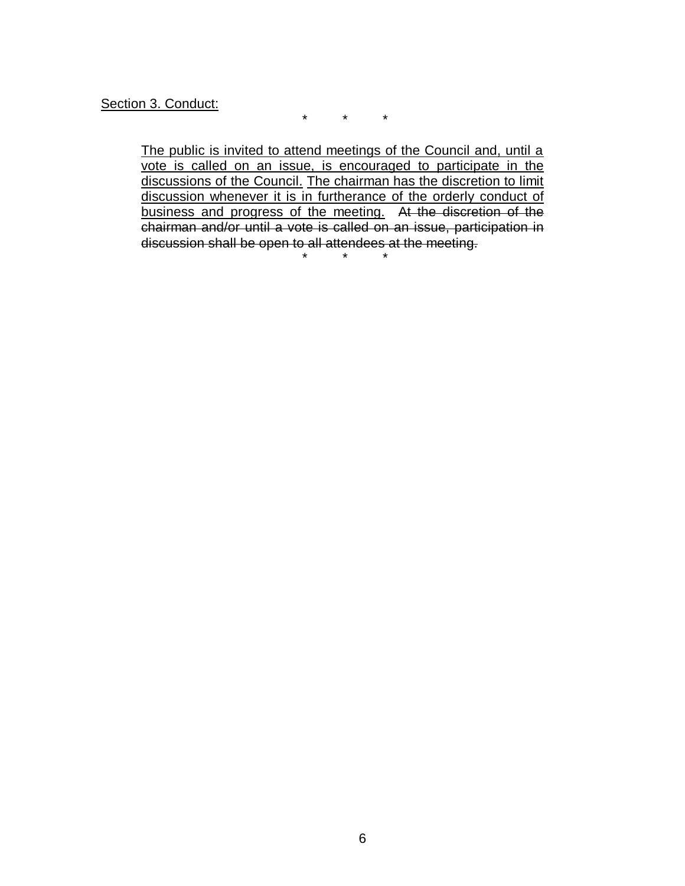<u>Section 3. Conduct:</u>

\* \* \*

<u>The public is invited to attend meetings of the Council and, until a vote is called on an issue, is encouraged to participate in the discussions of the Council.</u> <u>The chairman has the discretion to limit discussion whenever it is in furtherance of the orderly conduct of business and progress of the meeting.</u> ~~At the discretion of the chairman and/or until a vote is called on an issue, participation in discussion shall be open to all attendees at the meeting.~~

\* \* \*